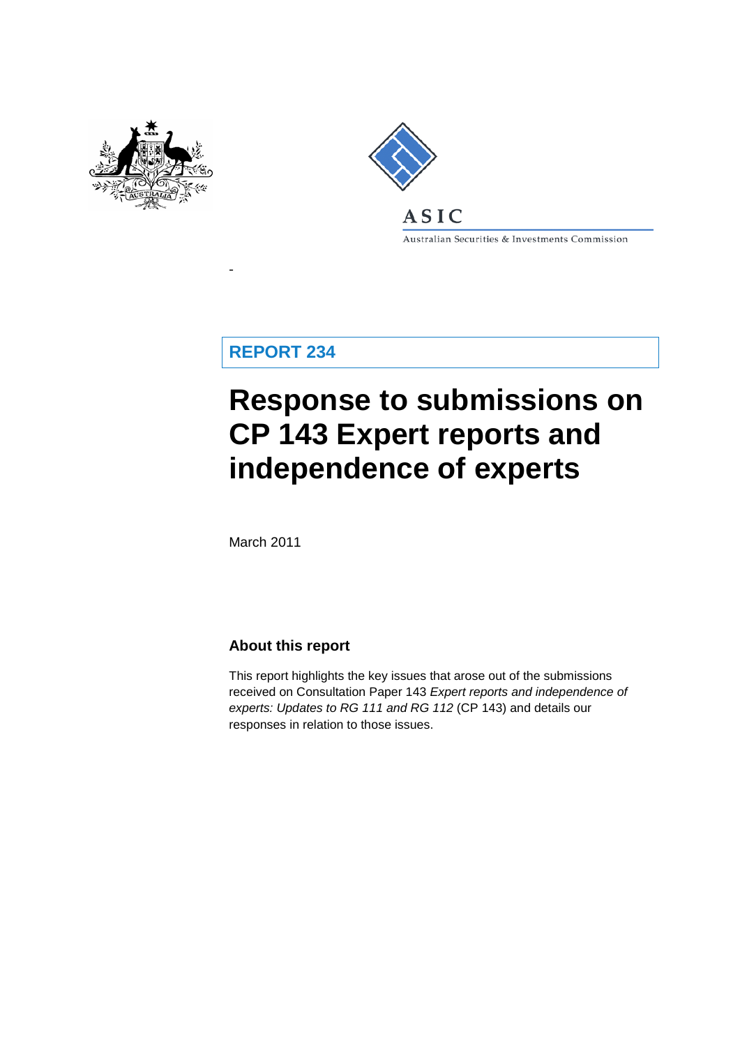ASIC

Australian Securities & Investments Commission

**REPORT 234**

# Response to submissions on CP 143 Expert reports and independence of experts

March 2011

## About this report

This report highlights the key issues that arose out of the submissions received on Consultation Paper 143 *Expert reports and independence of experts: Updates to RG 111 and RG 112* (CP 143) and details our responses in relation to those issues.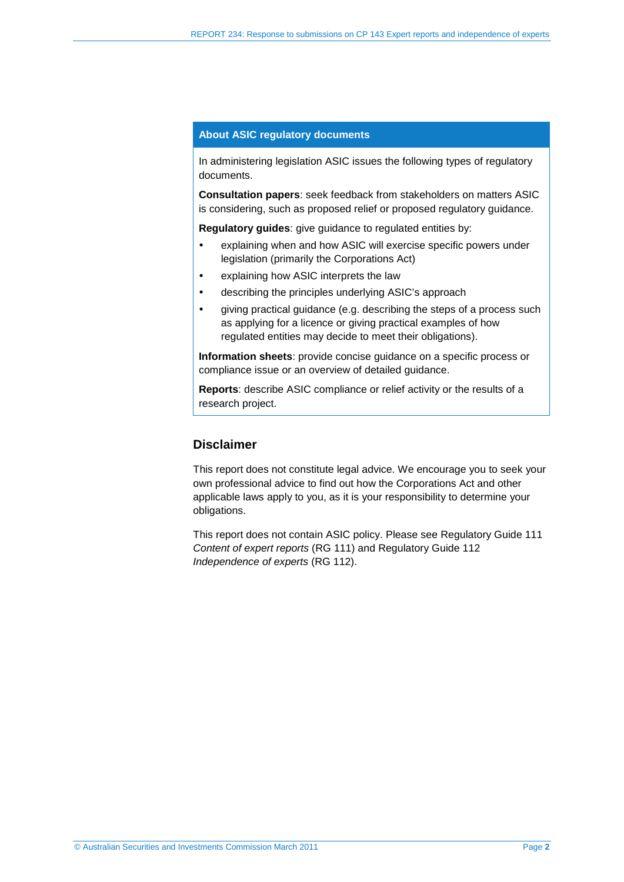## About ASIC regulatory documents

In administering legislation ASIC issues the following types of regulatory documents.

**Consultation papers**: seek feedback from stakeholders on matters ASIC is considering, such as proposed relief or proposed regulatory guidance.

**Regulatory guides**: give guidance to regulated entities by:

- explaining when and how ASIC will exercise specific powers under legislation (primarily the Corporations Act)
- explaining how ASIC interprets the law
- describing the principles underlying ASIC's approach
- giving practical guidance (e.g. describing the steps of a process such as applying for a licence or giving practical examples of how regulated entities may decide to meet their obligations).

**Information sheets**: provide concise guidance on a specific process or compliance issue or an overview of detailed guidance.

**Reports**: describe ASIC compliance or relief activity or the results of a research project.

## Disclaimer

This report does not constitute legal advice. We encourage you to seek your own professional advice to find out how the Corporations Act and other applicable laws apply to you, as it is your responsibility to determine your obligations.

This report does not contain ASIC policy. Please see Regulatory Guide 111 *Content of expert reports* (RG 111) and Regulatory Guide 112 *Independence of experts* (RG 112).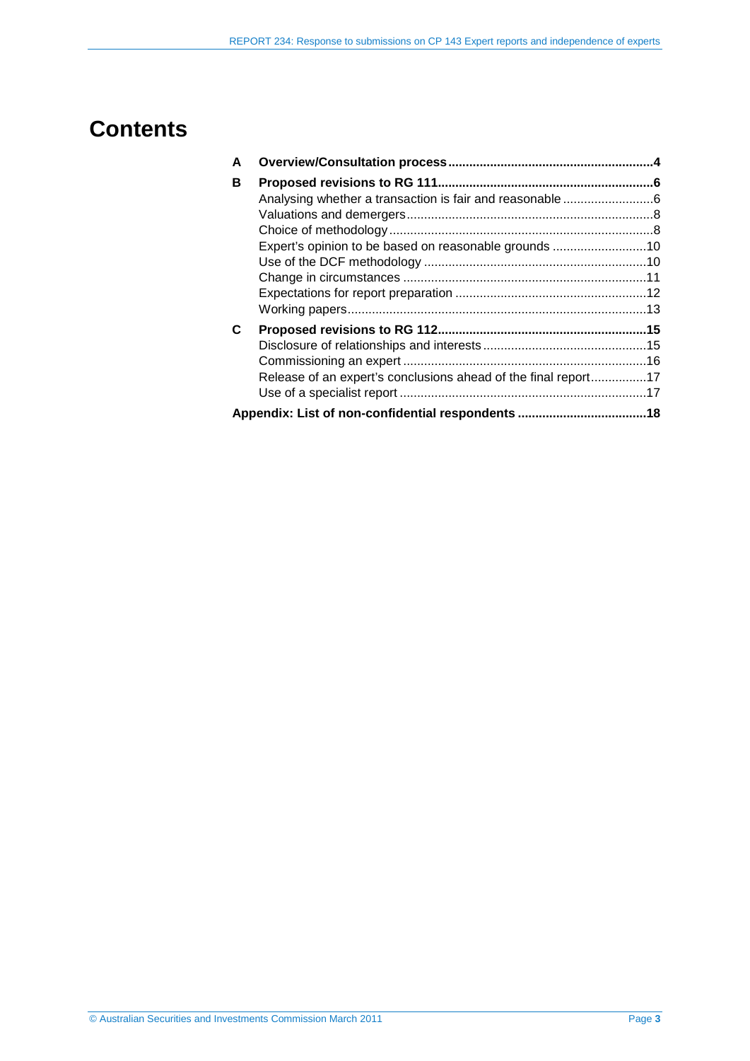# Contents

| | | |
|---|---|---|
| **A** | **Overview/Consultation process** | **4** |
| **B** | **Proposed revisions to RG 111** | **6** |
| | Analysing whether a transaction is fair and reasonable | 6 |
| | Valuations and demergers | 8 |
| | Choice of methodology | 8 |
| | Expert's opinion to be based on reasonable grounds | 10 |
| | Use of the DCF methodology | 10 |
| | Change in circumstances | 11 |
| | Expectations for report preparation | 12 |
| | Working papers | 13 |
| **C** | **Proposed revisions to RG 112** | **15** |
| | Disclosure of relationships and interests | 15 |
| | Commissioning an expert | 16 |
| | Release of an expert's conclusions ahead of the final report | 17 |
| | Use of a specialist report | 17 |
| **Appendix: List of non-confidential respondents** | | **18** |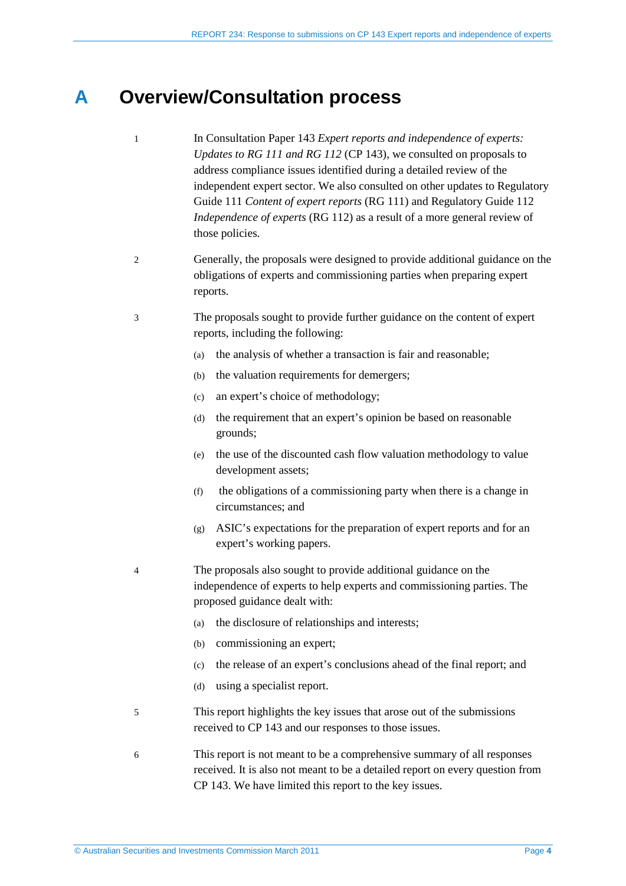# A Overview/Consultation process

1 In Consultation Paper 143 *Expert reports and independence of experts: Updates to RG 111 and RG 112* (CP 143), we consulted on proposals to address compliance issues identified during a detailed review of the independent expert sector. We also consulted on other updates to Regulatory Guide 111 *Content of expert reports* (RG 111) and Regulatory Guide 112 *Independence of experts* (RG 112) as a result of a more general review of those policies.

2 Generally, the proposals were designed to provide additional guidance on the obligations of experts and commissioning parties when preparing expert reports.

3 The proposals sought to provide further guidance on the content of expert reports, including the following:

(a) the analysis of whether a transaction is fair and reasonable;

(b) the valuation requirements for demergers;

(c) an expert's choice of methodology;

(d) the requirement that an expert's opinion be based on reasonable grounds;

(e) the use of the discounted cash flow valuation methodology to value development assets;

(f) the obligations of a commissioning party when there is a change in circumstances; and

(g) ASIC's expectations for the preparation of expert reports and for an expert's working papers.

4 The proposals also sought to provide additional guidance on the independence of experts to help experts and commissioning parties. The proposed guidance dealt with:

(a) the disclosure of relationships and interests;

(b) commissioning an expert;

(c) the release of an expert's conclusions ahead of the final report; and

(d) using a specialist report.

5 This report highlights the key issues that arose out of the submissions received to CP 143 and our responses to those issues.

6 This report is not meant to be a comprehensive summary of all responses received. It is also not meant to be a detailed report on every question from CP 143. We have limited this report to the key issues.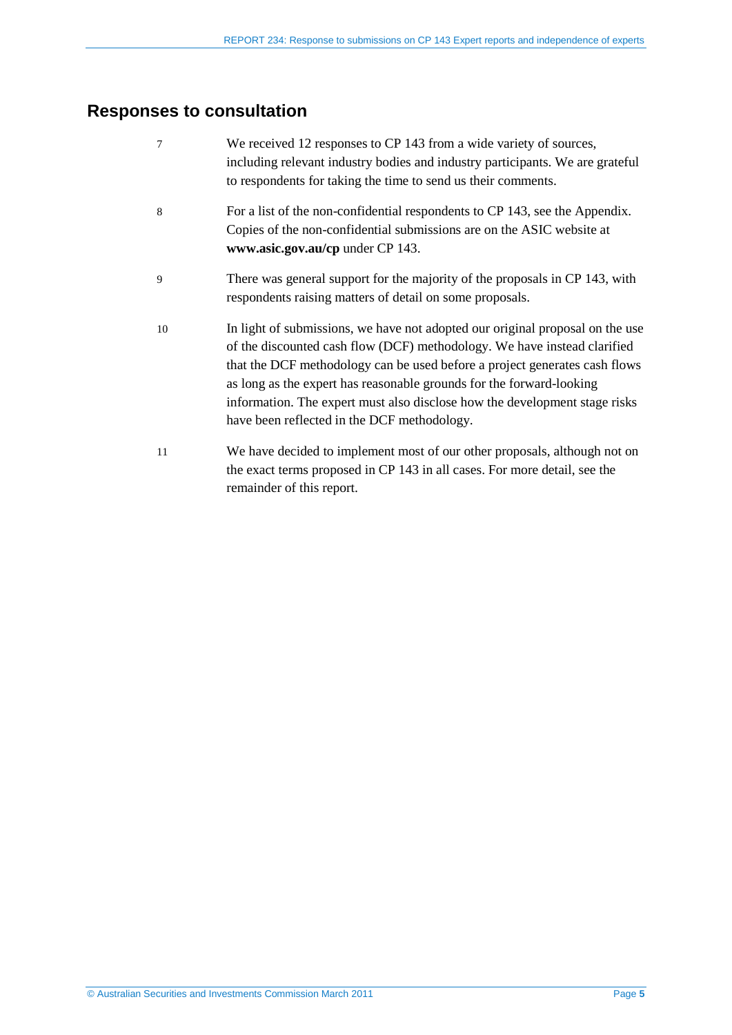## Responses to consultation

7 We received 12 responses to CP 143 from a wide variety of sources, including relevant industry bodies and industry participants. We are grateful to respondents for taking the time to send us their comments.

8 For a list of the non-confidential respondents to CP 143, see the Appendix. Copies of the non-confidential submissions are on the ASIC website at **www.asic.gov.au/cp** under CP 143.

9 There was general support for the majority of the proposals in CP 143, with respondents raising matters of detail on some proposals.

10 In light of submissions, we have not adopted our original proposal on the use of the discounted cash flow (DCF) methodology. We have instead clarified that the DCF methodology can be used before a project generates cash flows as long as the expert has reasonable grounds for the forward-looking information. The expert must also disclose how the development stage risks have been reflected in the DCF methodology.

11 We have decided to implement most of our other proposals, although not on the exact terms proposed in CP 143 in all cases. For more detail, see the remainder of this report.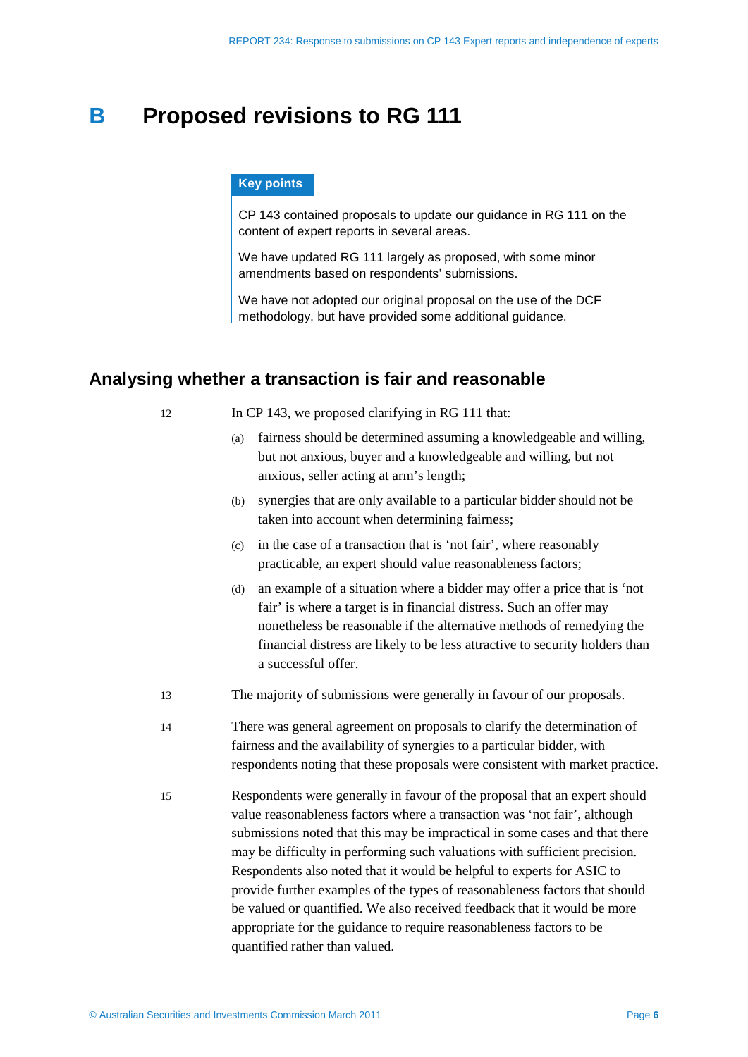# B Proposed revisions to RG 111

> **Key points**
>
> CP 143 contained proposals to update our guidance in RG 111 on the content of expert reports in several areas.
>
> We have updated RG 111 largely as proposed, with some minor amendments based on respondents' submissions.
>
> We have not adopted our original proposal on the use of the DCF methodology, but have provided some additional guidance.

## Analysing whether a transaction is fair and reasonable

12 In CP 143, we proposed clarifying in RG 111 that:

(a) fairness should be determined assuming a knowledgeable and willing, but not anxious, buyer and a knowledgeable and willing, but not anxious, seller acting at arm's length;

(b) synergies that are only available to a particular bidder should not be taken into account when determining fairness;

(c) in the case of a transaction that is 'not fair', where reasonably practicable, an expert should value reasonableness factors;

(d) an example of a situation where a bidder may offer a price that is 'not fair' is where a target is in financial distress. Such an offer may nonetheless be reasonable if the alternative methods of remedying the financial distress are likely to be less attractive to security holders than a successful offer.

13 The majority of submissions were generally in favour of our proposals.

14 There was general agreement on proposals to clarify the determination of fairness and the availability of synergies to a particular bidder, with respondents noting that these proposals were consistent with market practice.

15 Respondents were generally in favour of the proposal that an expert should value reasonableness factors where a transaction was 'not fair', although submissions noted that this may be impractical in some cases and that there may be difficulty in performing such valuations with sufficient precision. Respondents also noted that it would be helpful to experts for ASIC to provide further examples of the types of reasonableness factors that should be valued or quantified. We also received feedback that it would be more appropriate for the guidance to require reasonableness factors to be quantified rather than valued.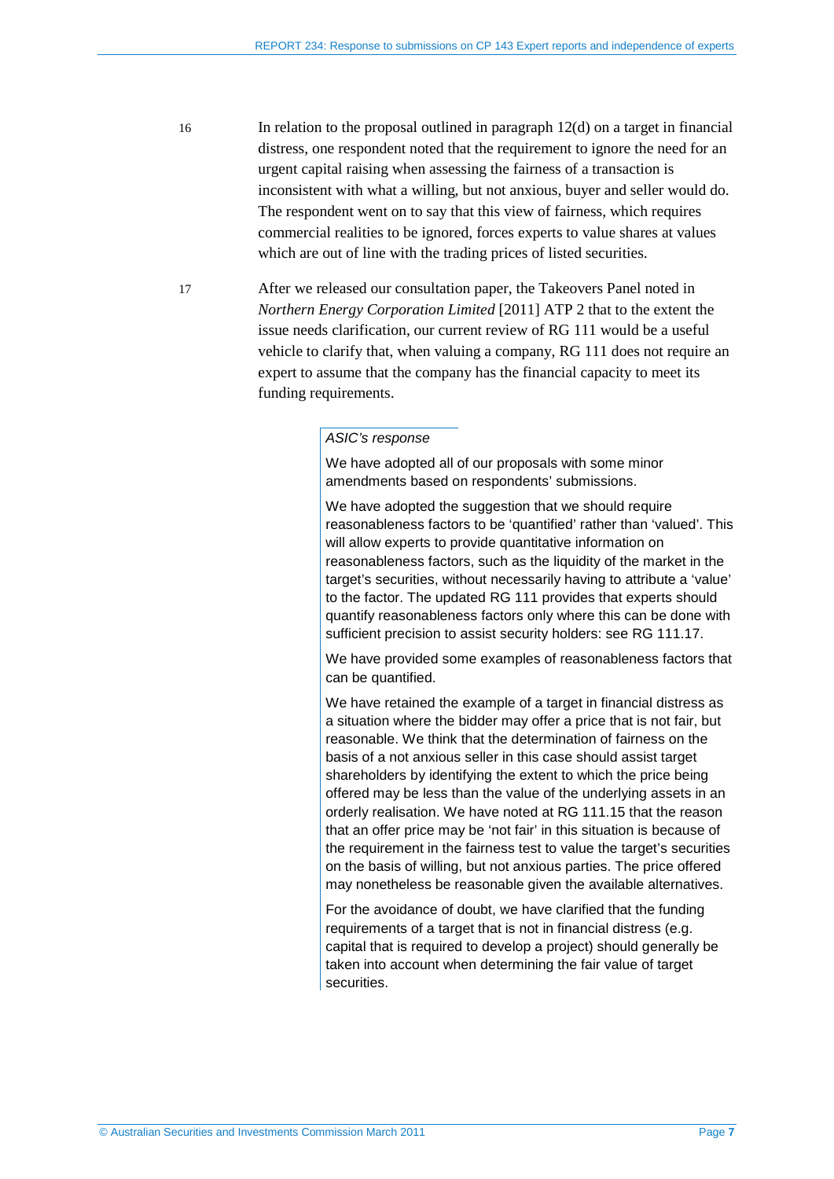16 In relation to the proposal outlined in paragraph 12(d) on a target in financial distress, one respondent noted that the requirement to ignore the need for an urgent capital raising when assessing the fairness of a transaction is inconsistent with what a willing, but not anxious, buyer and seller would do. The respondent went on to say that this view of fairness, which requires commercial realities to be ignored, forces experts to value shares at values which are out of line with the trading prices of listed securities.

17 After we released our consultation paper, the Takeovers Panel noted in *Northern Energy Corporation Limited* [2011] ATP 2 that to the extent the issue needs clarification, our current review of RG 111 would be a useful vehicle to clarify that, when valuing a company, RG 111 does not require an expert to assume that the company has the financial capacity to meet its funding requirements.

> *ASIC's response*
>
> We have adopted all of our proposals with some minor amendments based on respondents' submissions.
>
> We have adopted the suggestion that we should require reasonableness factors to be 'quantified' rather than 'valued'. This will allow experts to provide quantitative information on reasonableness factors, such as the liquidity of the market in the target's securities, without necessarily having to attribute a 'value' to the factor. The updated RG 111 provides that experts should quantify reasonableness factors only where this can be done with sufficient precision to assist security holders: see RG 111.17.
>
> We have provided some examples of reasonableness factors that can be quantified.
>
> We have retained the example of a target in financial distress as a situation where the bidder may offer a price that is not fair, but reasonable. We think that the determination of fairness on the basis of a not anxious seller in this case should assist target shareholders by identifying the extent to which the price being offered may be less than the value of the underlying assets in an orderly realisation. We have noted at RG 111.15 that the reason that an offer price may be 'not fair' in this situation is because of the requirement in the fairness test to value the target's securities on the basis of willing, but not anxious parties. The price offered may nonetheless be reasonable given the available alternatives.
>
> For the avoidance of doubt, we have clarified that the funding requirements of a target that is not in financial distress (e.g. capital that is required to develop a project) should generally be taken into account when determining the fair value of target securities.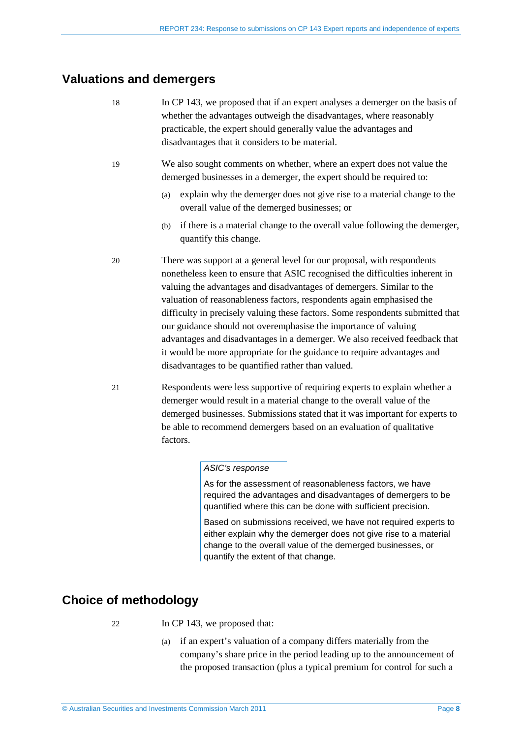## Valuations and demergers

18 In CP 143, we proposed that if an expert analyses a demerger on the basis of whether the advantages outweigh the disadvantages, where reasonably practicable, the expert should generally value the advantages and disadvantages that it considers to be material.

19 We also sought comments on whether, where an expert does not value the demerged businesses in a demerger, the expert should be required to:

(a) explain why the demerger does not give rise to a material change to the overall value of the demerged businesses; or

(b) if there is a material change to the overall value following the demerger, quantify this change.

20 There was support at a general level for our proposal, with respondents nonetheless keen to ensure that ASIC recognised the difficulties inherent in valuing the advantages and disadvantages of demergers. Similar to the valuation of reasonableness factors, respondents again emphasised the difficulty in precisely valuing these factors. Some respondents submitted that our guidance should not overemphasise the importance of valuing advantages and disadvantages in a demerger. We also received feedback that it would be more appropriate for the guidance to require advantages and disadvantages to be quantified rather than valued.

21 Respondents were less supportive of requiring experts to explain whether a demerger would result in a material change to the overall value of the demerged businesses. Submissions stated that it was important for experts to be able to recommend demergers based on an evaluation of qualitative factors.

> *ASIC's response*
>
> As for the assessment of reasonableness factors, we have required the advantages and disadvantages of demergers to be quantified where this can be done with sufficient precision.
>
> Based on submissions received, we have not required experts to either explain why the demerger does not give rise to a material change to the overall value of the demerged businesses, or quantify the extent of that change.

## Choice of methodology

22 In CP 143, we proposed that:

(a) if an expert's valuation of a company differs materially from the company's share price in the period leading up to the announcement of the proposed transaction (plus a typical premium for control for such a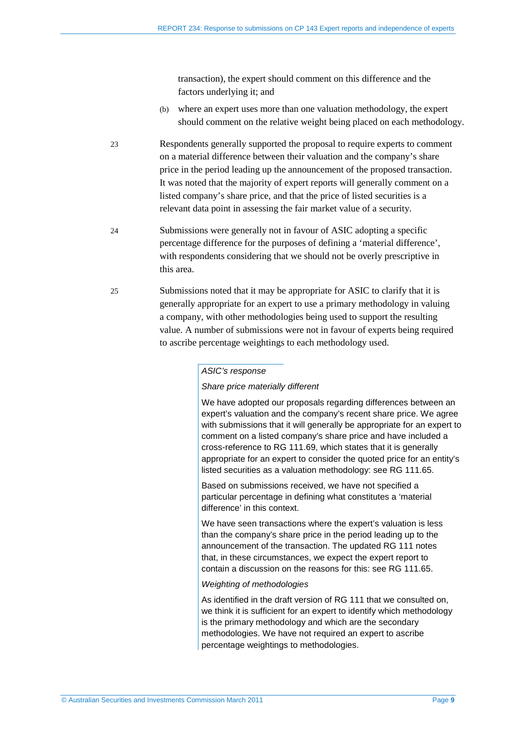transaction), the expert should comment on this difference and the factors underlying it; and

(b) where an expert uses more than one valuation methodology, the expert should comment on the relative weight being placed on each methodology.

23 Respondents generally supported the proposal to require experts to comment on a material difference between their valuation and the company's share price in the period leading up the announcement of the proposed transaction. It was noted that the majority of expert reports will generally comment on a listed company's share price, and that the price of listed securities is a relevant data point in assessing the fair market value of a security.

24 Submissions were generally not in favour of ASIC adopting a specific percentage difference for the purposes of defining a 'material difference', with respondents considering that we should not be overly prescriptive in this area.

25 Submissions noted that it may be appropriate for ASIC to clarify that it is generally appropriate for an expert to use a primary methodology in valuing a company, with other methodologies being used to support the resulting value. A number of submissions were not in favour of experts being required to ascribe percentage weightings to each methodology used.

> *ASIC's response*
>
> *Share price materially different*
>
> We have adopted our proposals regarding differences between an expert's valuation and the company's recent share price. We agree with submissions that it will generally be appropriate for an expert to comment on a listed company's share price and have included a cross-reference to RG 111.69, which states that it is generally appropriate for an expert to consider the quoted price for an entity's listed securities as a valuation methodology: see RG 111.65.
>
> Based on submissions received, we have not specified a particular percentage in defining what constitutes a 'material difference' in this context.
>
> We have seen transactions where the expert's valuation is less than the company's share price in the period leading up to the announcement of the transaction. The updated RG 111 notes that, in these circumstances, we expect the expert report to contain a discussion on the reasons for this: see RG 111.65.
>
> *Weighting of methodologies*
>
> As identified in the draft version of RG 111 that we consulted on, we think it is sufficient for an expert to identify which methodology is the primary methodology and which are the secondary methodologies. We have not required an expert to ascribe percentage weightings to methodologies.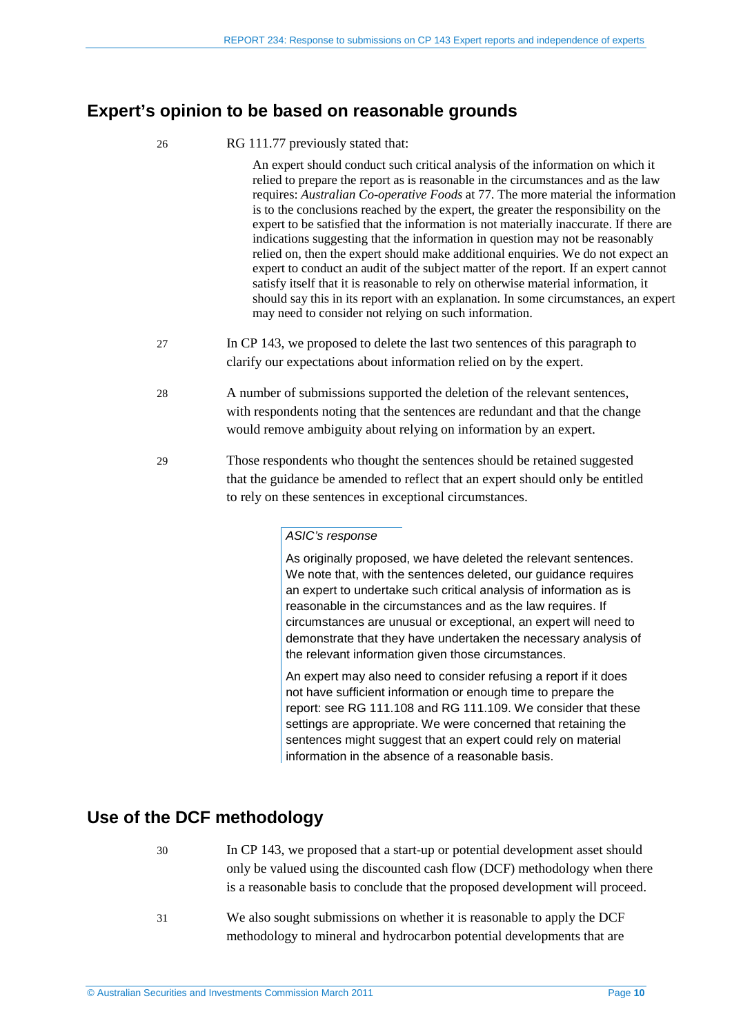## Expert's opinion to be based on reasonable grounds

26 RG 111.77 previously stated that:

> An expert should conduct such critical analysis of the information on which it relied to prepare the report as is reasonable in the circumstances and as the law requires: *Australian Co-operative Foods* at 77. The more material the information is to the conclusions reached by the expert, the greater the responsibility on the expert to be satisfied that the information is not materially inaccurate. If there are indications suggesting that the information in question may not be reasonably relied on, then the expert should make additional enquiries. We do not expect an expert to conduct an audit of the subject matter of the report. If an expert cannot satisfy itself that it is reasonable to rely on otherwise material information, it should say this in its report with an explanation. In some circumstances, an expert may need to consider not relying on such information.

27 In CP 143, we proposed to delete the last two sentences of this paragraph to clarify our expectations about information relied on by the expert.

28 A number of submissions supported the deletion of the relevant sentences, with respondents noting that the sentences are redundant and that the change would remove ambiguity about relying on information by an expert.

29 Those respondents who thought the sentences should be retained suggested that the guidance be amended to reflect that an expert should only be entitled to rely on these sentences in exceptional circumstances.

> *ASIC's response*
>
> As originally proposed, we have deleted the relevant sentences. We note that, with the sentences deleted, our guidance requires an expert to undertake such critical analysis of information as is reasonable in the circumstances and as the law requires. If circumstances are unusual or exceptional, an expert will need to demonstrate that they have undertaken the necessary analysis of the relevant information given those circumstances.
>
> An expert may also need to consider refusing a report if it does not have sufficient information or enough time to prepare the report: see RG 111.108 and RG 111.109. We consider that these settings are appropriate. We were concerned that retaining the sentences might suggest that an expert could rely on material information in the absence of a reasonable basis.

## Use of the DCF methodology

30 In CP 143, we proposed that a start-up or potential development asset should only be valued using the discounted cash flow (DCF) methodology when there is a reasonable basis to conclude that the proposed development will proceed.

31 We also sought submissions on whether it is reasonable to apply the DCF methodology to mineral and hydrocarbon potential developments that are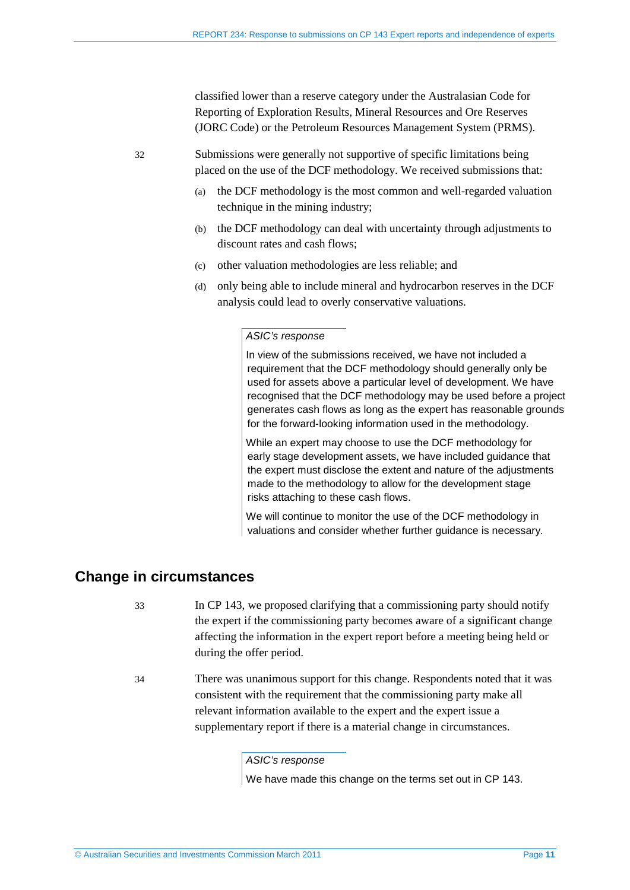classified lower than a reserve category under the Australasian Code for Reporting of Exploration Results, Mineral Resources and Ore Reserves (JORC Code) or the Petroleum Resources Management System (PRMS).

32 Submissions were generally not supportive of specific limitations being placed on the use of the DCF methodology. We received submissions that:

(a) the DCF methodology is the most common and well-regarded valuation technique in the mining industry;

(b) the DCF methodology can deal with uncertainty through adjustments to discount rates and cash flows;

(c) other valuation methodologies are less reliable; and

(d) only being able to include mineral and hydrocarbon reserves in the DCF analysis could lead to overly conservative valuations.

> *ASIC's response*
>
> In view of the submissions received, we have not included a requirement that the DCF methodology should generally only be used for assets above a particular level of development. We have recognised that the DCF methodology may be used before a project generates cash flows as long as the expert has reasonable grounds for the forward-looking information used in the methodology.
>
> While an expert may choose to use the DCF methodology for early stage development assets, we have included guidance that the expert must disclose the extent and nature of the adjustments made to the methodology to allow for the development stage risks attaching to these cash flows.
>
> We will continue to monitor the use of the DCF methodology in valuations and consider whether further guidance is necessary.

## Change in circumstances

33 In CP 143, we proposed clarifying that a commissioning party should notify the expert if the commissioning party becomes aware of a significant change affecting the information in the expert report before a meeting being held or during the offer period.

34 There was unanimous support for this change. Respondents noted that it was consistent with the requirement that the commissioning party make all relevant information available to the expert and the expert issue a supplementary report if there is a material change in circumstances.

> *ASIC's response*
>
> We have made this change on the terms set out in CP 143.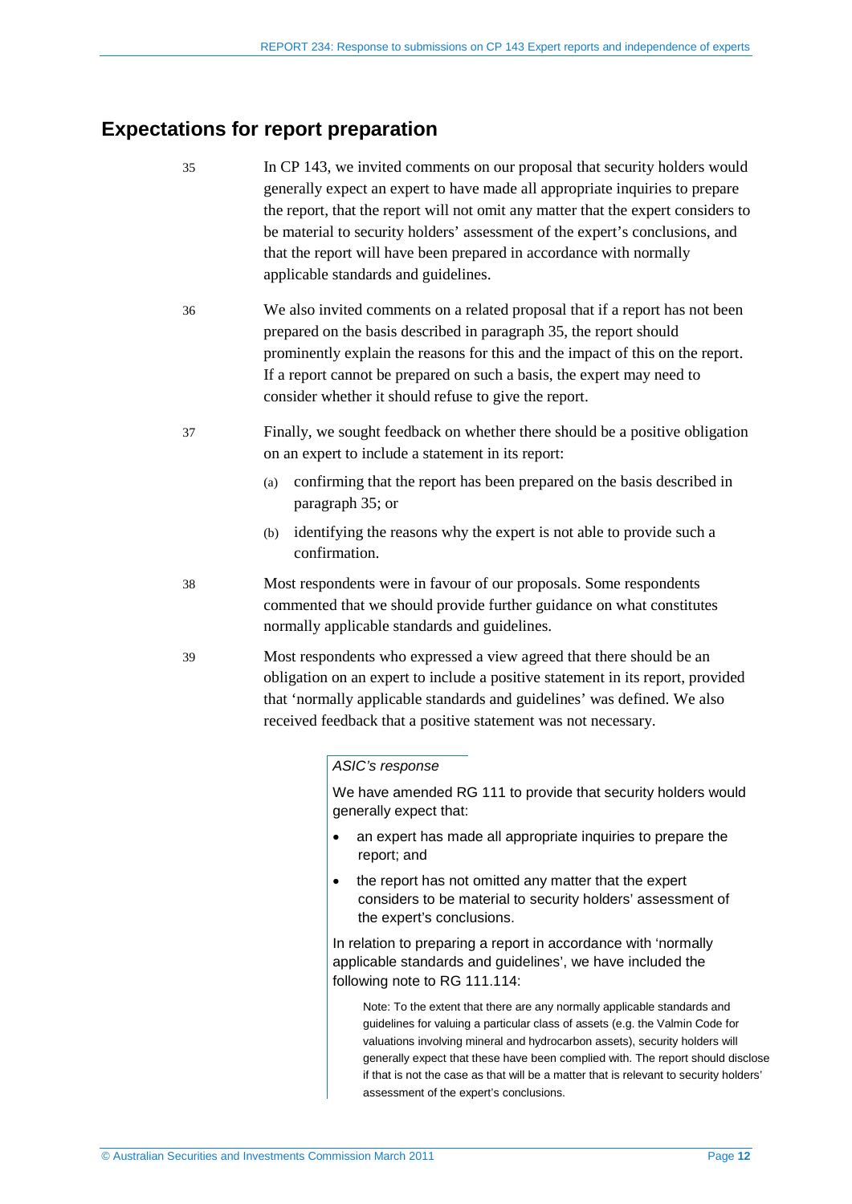## Expectations for report preparation

35 In CP 143, we invited comments on our proposal that security holders would generally expect an expert to have made all appropriate inquiries to prepare the report, that the report will not omit any matter that the expert considers to be material to security holders' assessment of the expert's conclusions, and that the report will have been prepared in accordance with normally applicable standards and guidelines.

36 We also invited comments on a related proposal that if a report has not been prepared on the basis described in paragraph 35, the report should prominently explain the reasons for this and the impact of this on the report. If a report cannot be prepared on such a basis, the expert may need to consider whether it should refuse to give the report.

37 Finally, we sought feedback on whether there should be a positive obligation on an expert to include a statement in its report:

(a) confirming that the report has been prepared on the basis described in paragraph 35; or

(b) identifying the reasons why the expert is not able to provide such a confirmation.

38 Most respondents were in favour of our proposals. Some respondents commented that we should provide further guidance on what constitutes normally applicable standards and guidelines.

39 Most respondents who expressed a view agreed that there should be an obligation on an expert to include a positive statement in its report, provided that 'normally applicable standards and guidelines' was defined. We also received feedback that a positive statement was not necessary.

> *ASIC's response*
>
> We have amended RG 111 to provide that security holders would generally expect that:
>
> - an expert has made all appropriate inquiries to prepare the report; and
> - the report has not omitted any matter that the expert considers to be material to security holders' assessment of the expert's conclusions.
>
> In relation to preparing a report in accordance with 'normally applicable standards and guidelines', we have included the following note to RG 111.114:
>
> > Note: To the extent that there are any normally applicable standards and guidelines for valuing a particular class of assets (e.g. the Valmin Code for valuations involving mineral and hydrocarbon assets), security holders will generally expect that these have been complied with. The report should disclose if that is not the case as that will be a matter that is relevant to security holders' assessment of the expert's conclusions.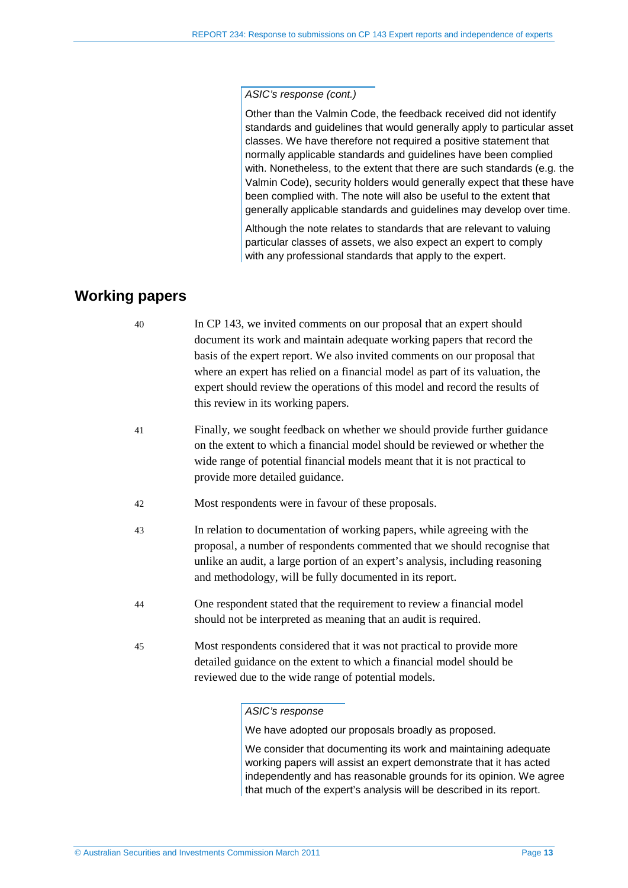*ASIC's response (cont.)*

Other than the Valmin Code, the feedback received did not identify standards and guidelines that would generally apply to particular asset classes. We have therefore not required a positive statement that normally applicable standards and guidelines have been complied with. Nonetheless, to the extent that there are such standards (e.g. the Valmin Code), security holders would generally expect that these have been complied with. The note will also be useful to the extent that generally applicable standards and guidelines may develop over time.

Although the note relates to standards that are relevant to valuing particular classes of assets, we also expect an expert to comply with any professional standards that apply to the expert.

## Working papers

40 In CP 143, we invited comments on our proposal that an expert should document its work and maintain adequate working papers that record the basis of the expert report. We also invited comments on our proposal that where an expert has relied on a financial model as part of its valuation, the expert should review the operations of this model and record the results of this review in its working papers.

41 Finally, we sought feedback on whether we should provide further guidance on the extent to which a financial model should be reviewed or whether the wide range of potential financial models meant that it is not practical to provide more detailed guidance.

42 Most respondents were in favour of these proposals.

43 In relation to documentation of working papers, while agreeing with the proposal, a number of respondents commented that we should recognise that unlike an audit, a large portion of an expert's analysis, including reasoning and methodology, will be fully documented in its report.

44 One respondent stated that the requirement to review a financial model should not be interpreted as meaning that an audit is required.

45 Most respondents considered that it was not practical to provide more detailed guidance on the extent to which a financial model should be reviewed due to the wide range of potential models.

*ASIC's response*

We have adopted our proposals broadly as proposed.

We consider that documenting its work and maintaining adequate working papers will assist an expert demonstrate that it has acted independently and has reasonable grounds for its opinion. We agree that much of the expert's analysis will be described in its report.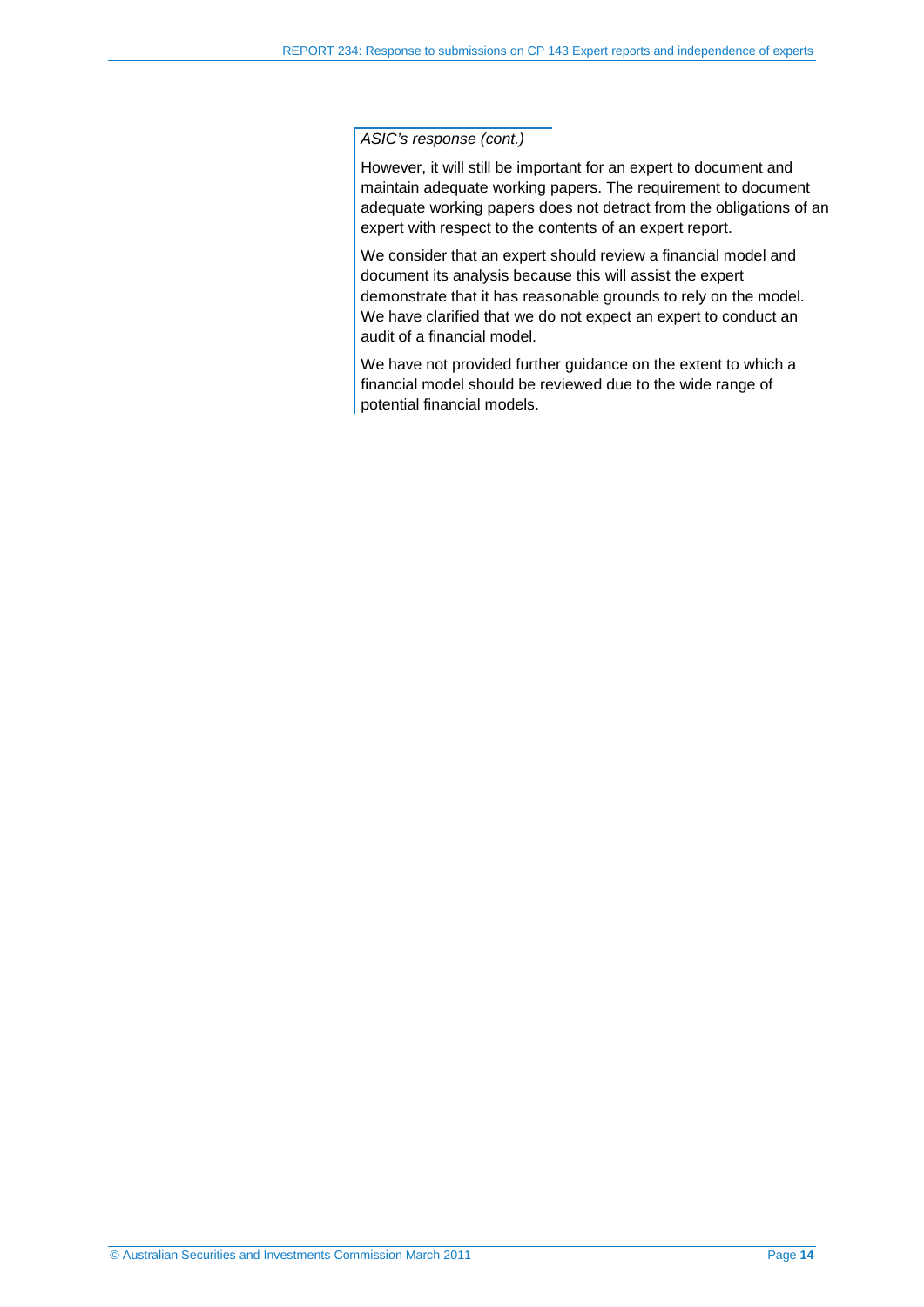*ASIC's response (cont.)*

However, it will still be important for an expert to document and maintain adequate working papers. The requirement to document adequate working papers does not detract from the obligations of an expert with respect to the contents of an expert report.

We consider that an expert should review a financial model and document its analysis because this will assist the expert demonstrate that it has reasonable grounds to rely on the model. We have clarified that we do not expect an expert to conduct an audit of a financial model.

We have not provided further guidance on the extent to which a financial model should be reviewed due to the wide range of potential financial models.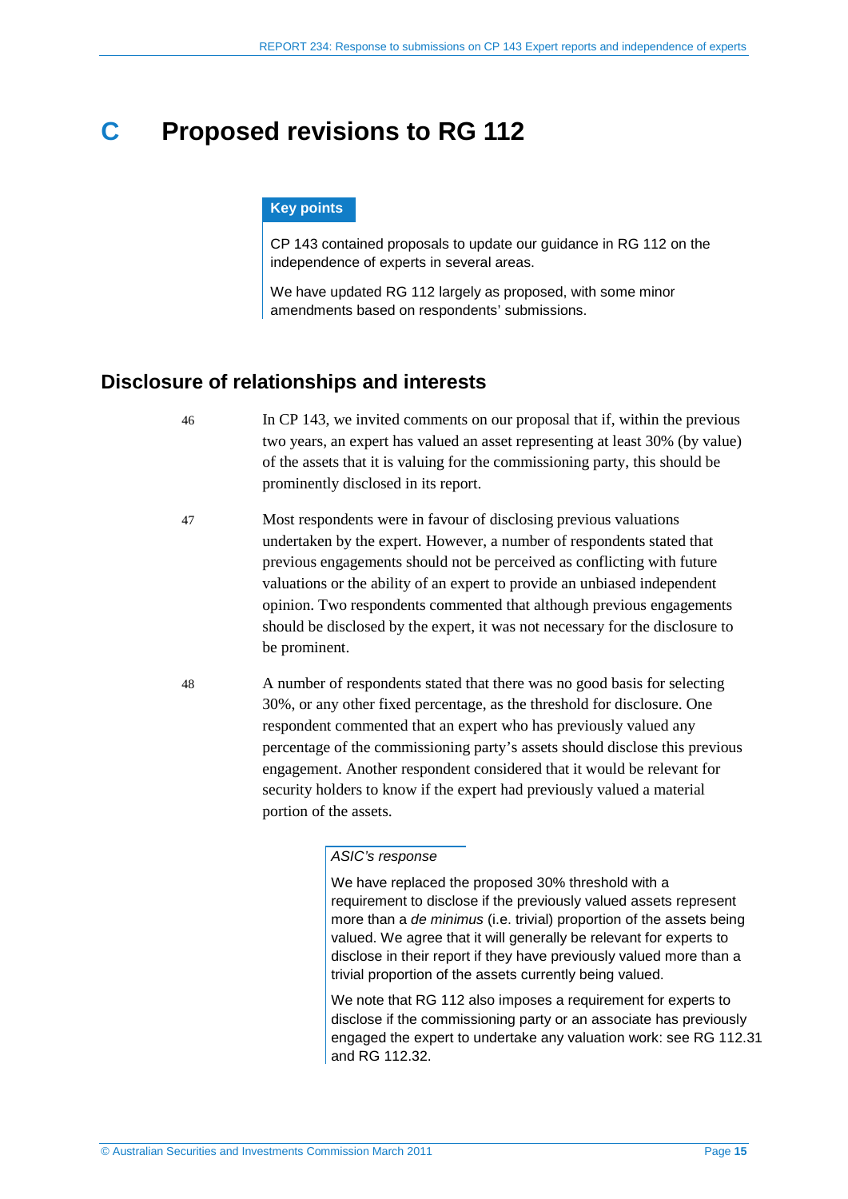# C Proposed revisions to RG 112

**Key points**

CP 143 contained proposals to update our guidance in RG 112 on the independence of experts in several areas.

We have updated RG 112 largely as proposed, with some minor amendments based on respondents' submissions.

## Disclosure of relationships and interests

46 In CP 143, we invited comments on our proposal that if, within the previous two years, an expert has valued an asset representing at least 30% (by value) of the assets that it is valuing for the commissioning party, this should be prominently disclosed in its report.

47 Most respondents were in favour of disclosing previous valuations undertaken by the expert. However, a number of respondents stated that previous engagements should not be perceived as conflicting with future valuations or the ability of an expert to provide an unbiased independent opinion. Two respondents commented that although previous engagements should be disclosed by the expert, it was not necessary for the disclosure to be prominent.

48 A number of respondents stated that there was no good basis for selecting 30%, or any other fixed percentage, as the threshold for disclosure. One respondent commented that an expert who has previously valued any percentage of the commissioning party's assets should disclose this previous engagement. Another respondent considered that it would be relevant for security holders to know if the expert had previously valued a material portion of the assets.

> *ASIC's response*
>
> We have replaced the proposed 30% threshold with a requirement to disclose if the previously valued assets represent more than a *de minimus* (i.e. trivial) proportion of the assets being valued. We agree that it will generally be relevant for experts to disclose in their report if they have previously valued more than a trivial proportion of the assets currently being valued.
>
> We note that RG 112 also imposes a requirement for experts to disclose if the commissioning party or an associate has previously engaged the expert to undertake any valuation work: see RG 112.31 and RG 112.32.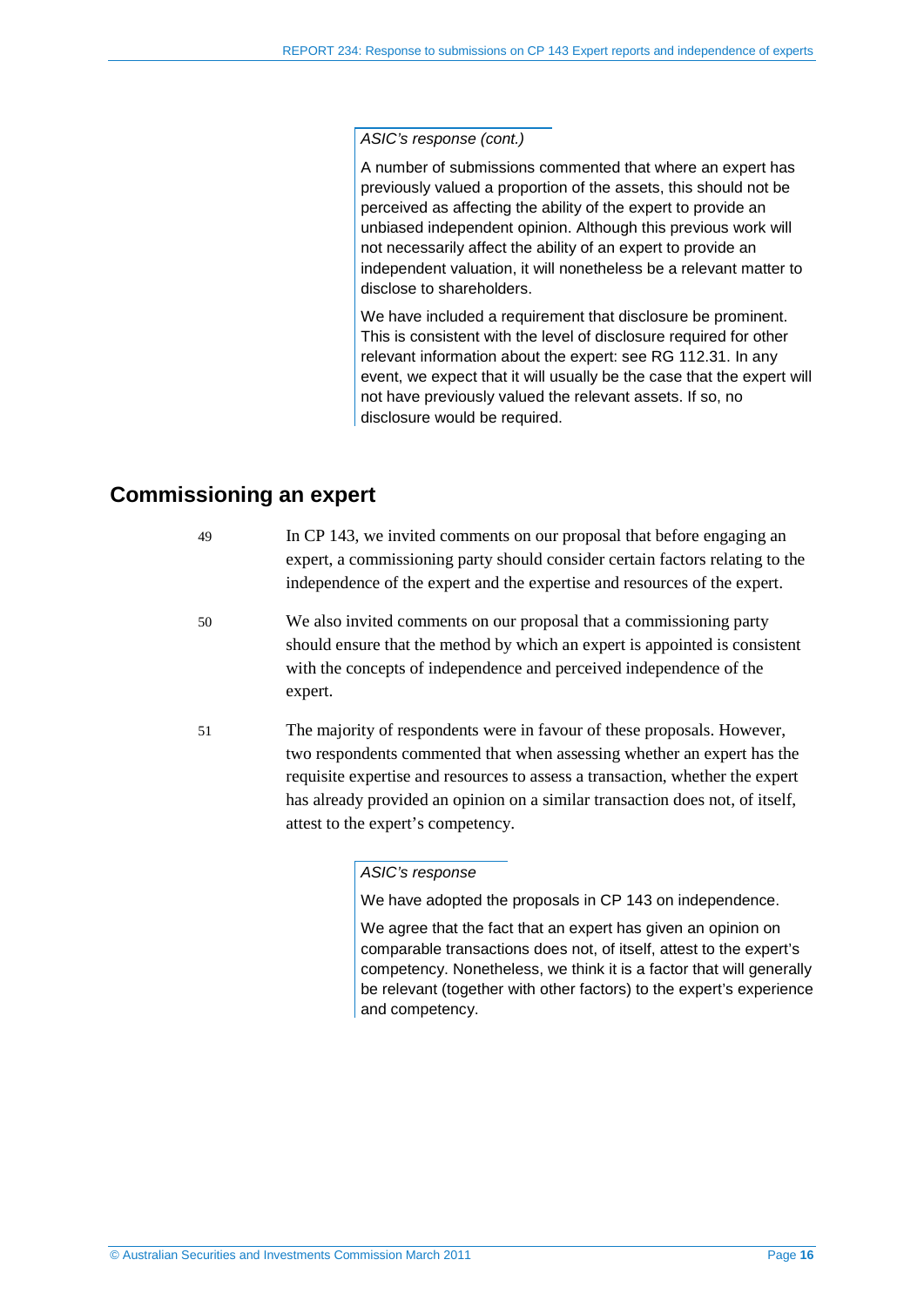*ASIC's response (cont.)*

A number of submissions commented that where an expert has previously valued a proportion of the assets, this should not be perceived as affecting the ability of the expert to provide an unbiased independent opinion. Although this previous work will not necessarily affect the ability of an expert to provide an independent valuation, it will nonetheless be a relevant matter to disclose to shareholders.

We have included a requirement that disclosure be prominent. This is consistent with the level of disclosure required for other relevant information about the expert: see RG 112.31. In any event, we expect that it will usually be the case that the expert will not have previously valued the relevant assets. If so, no disclosure would be required.

## Commissioning an expert

49 In CP 143, we invited comments on our proposal that before engaging an expert, a commissioning party should consider certain factors relating to the independence of the expert and the expertise and resources of the expert.

50 We also invited comments on our proposal that a commissioning party should ensure that the method by which an expert is appointed is consistent with the concepts of independence and perceived independence of the expert.

51 The majority of respondents were in favour of these proposals. However, two respondents commented that when assessing whether an expert has the requisite expertise and resources to assess a transaction, whether the expert has already provided an opinion on a similar transaction does not, of itself, attest to the expert's competency.

*ASIC's response*

We have adopted the proposals in CP 143 on independence.

We agree that the fact that an expert has given an opinion on comparable transactions does not, of itself, attest to the expert's competency. Nonetheless, we think it is a factor that will generally be relevant (together with other factors) to the expert's experience and competency.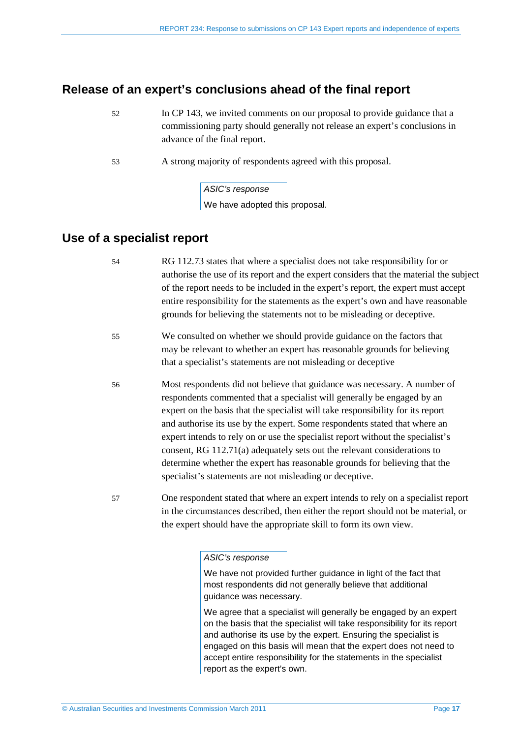## Release of an expert's conclusions ahead of the final report

52 In CP 143, we invited comments on our proposal to provide guidance that a commissioning party should generally not release an expert's conclusions in advance of the final report.

53 A strong majority of respondents agreed with this proposal.

> *ASIC's response*
>
> We have adopted this proposal.

## Use of a specialist report

54 RG 112.73 states that where a specialist does not take responsibility for or authorise the use of its report and the expert considers that the material the subject of the report needs to be included in the expert's report, the expert must accept entire responsibility for the statements as the expert's own and have reasonable grounds for believing the statements not to be misleading or deceptive.

55 We consulted on whether we should provide guidance on the factors that may be relevant to whether an expert has reasonable grounds for believing that a specialist's statements are not misleading or deceptive

56 Most respondents did not believe that guidance was necessary. A number of respondents commented that a specialist will generally be engaged by an expert on the basis that the specialist will take responsibility for its report and authorise its use by the expert. Some respondents stated that where an expert intends to rely on or use the specialist report without the specialist's consent, RG 112.71(a) adequately sets out the relevant considerations to determine whether the expert has reasonable grounds for believing that the specialist's statements are not misleading or deceptive.

57 One respondent stated that where an expert intends to rely on a specialist report in the circumstances described, then either the report should not be material, or the expert should have the appropriate skill to form its own view.

> *ASIC's response*
>
> We have not provided further guidance in light of the fact that most respondents did not generally believe that additional guidance was necessary.
>
> We agree that a specialist will generally be engaged by an expert on the basis that the specialist will take responsibility for its report and authorise its use by the expert. Ensuring the specialist is engaged on this basis will mean that the expert does not need to accept entire responsibility for the statements in the specialist report as the expert's own.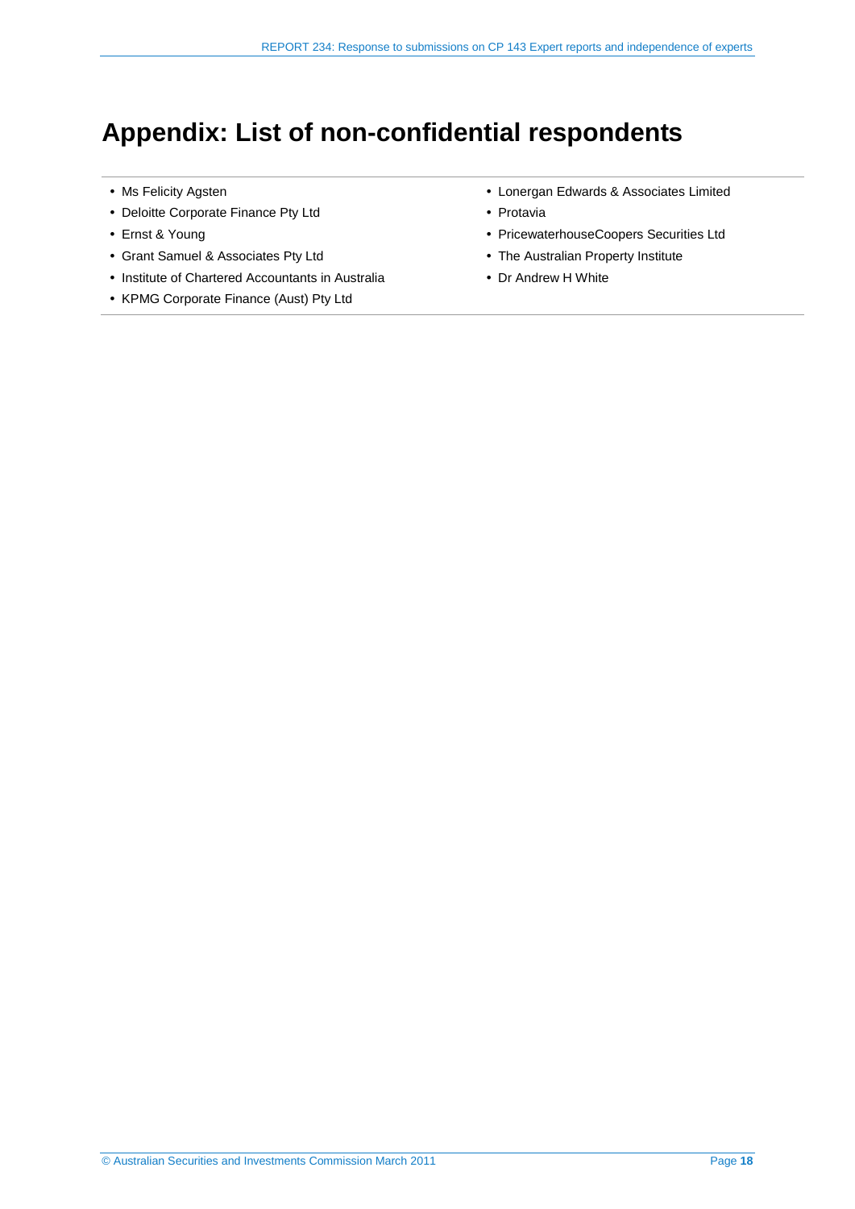# Appendix: List of non-confidential respondents

- Ms Felicity Agsten
- Deloitte Corporate Finance Pty Ltd
- Ernst & Young
- Grant Samuel & Associates Pty Ltd
- Institute of Chartered Accountants in Australia
- KPMG Corporate Finance (Aust) Pty Ltd
- Lonergan Edwards & Associates Limited
- Protavia
- PricewaterhouseCoopers Securities Ltd
- The Australian Property Institute
- Dr Andrew H White